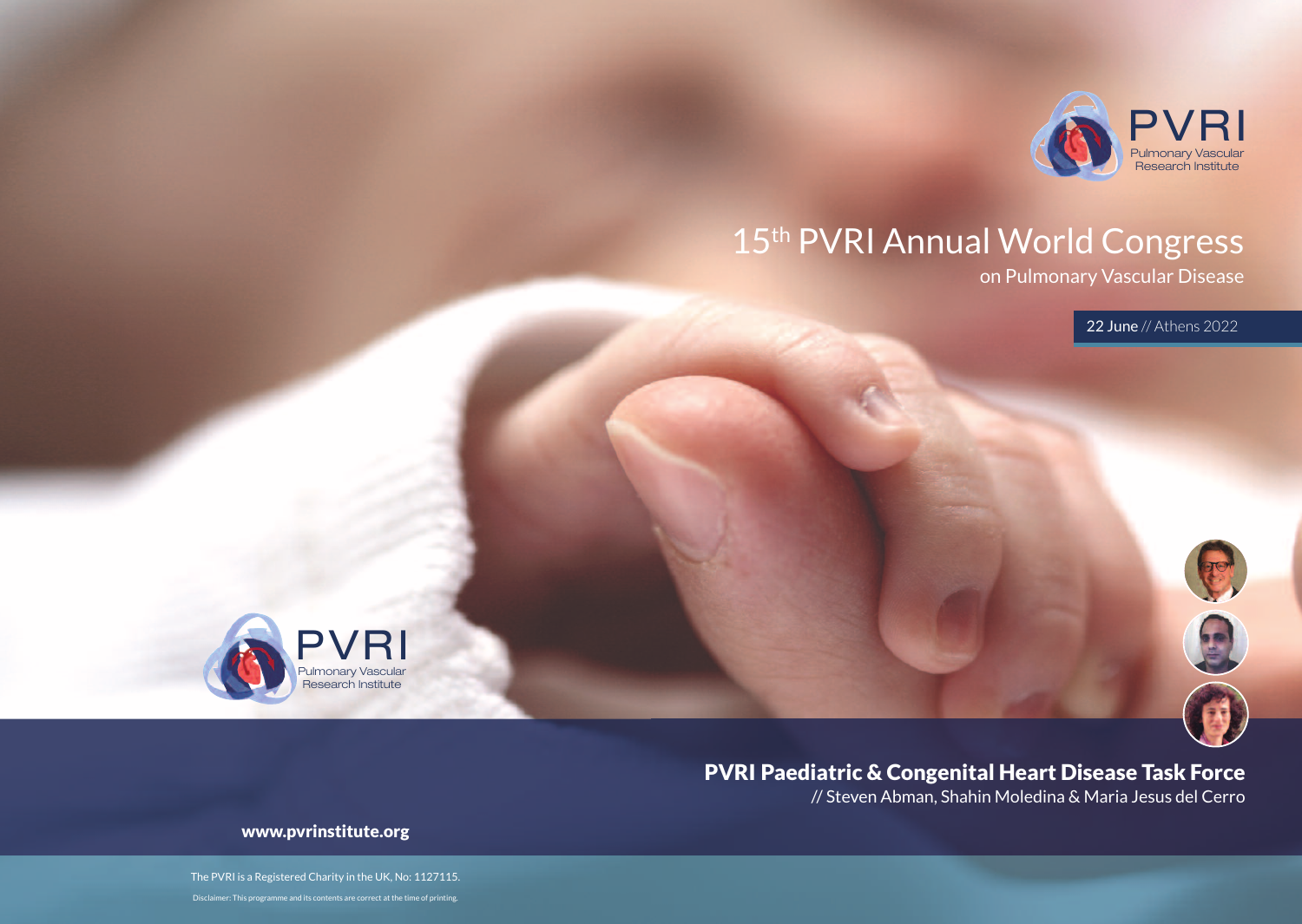PVRI
Pulmonary Vascular Research Institute

# 15th PVRI Annual World Congress

## on Pulmonary Vascular Disease

22 June // Athens 2022

PVRI
Pulmonary Vascular Research Institute

## PVRI Paediatric & Congenital Heart Disease Task Force

// Steven Abman, Shahin Moledina & Maria Jesus del Cerro

**www.pvrinstitute.org**

The PVRI is a Registered Charity in the UK, No: 1127115.

Disclaimer: This programme and its contents are correct at the time of printing.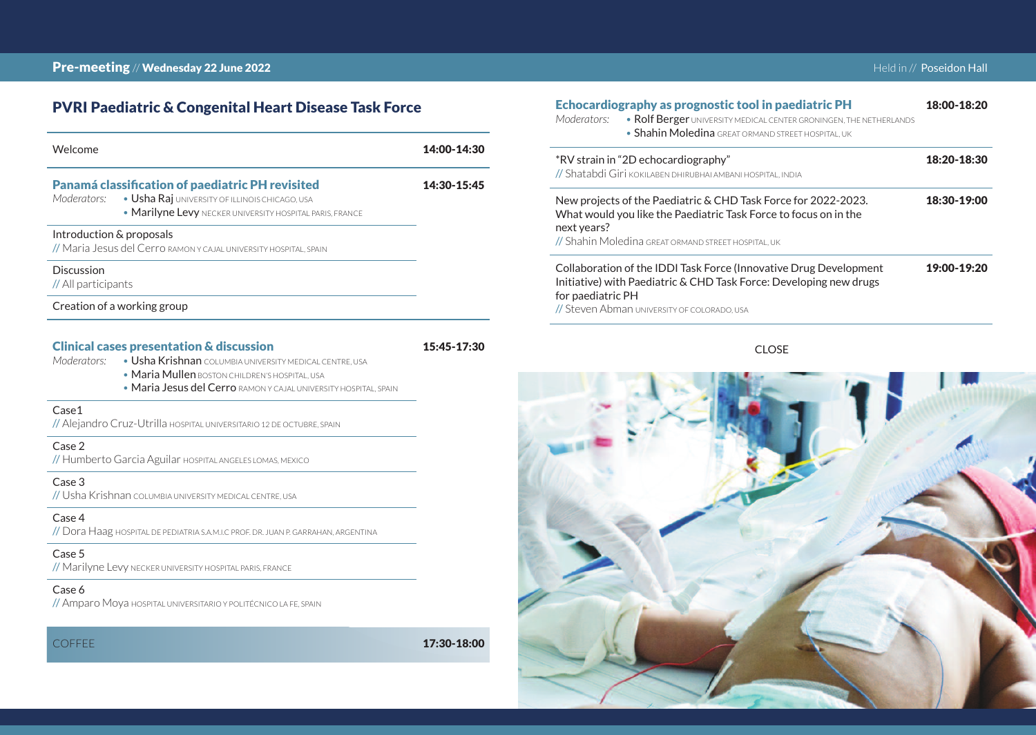**Pre-meeting** // **Wednesday 22 June 2022**

Held in // Poseidon Hall

## PVRI Paediatric & Congenital Heart Disease Task Force

| | |
|---|---|
| Welcome | **14:00-14:30** |

### Panamá classification of paediatric PH revisited — 14:30-15:45

*Moderators:*
- Usha Raj UNIVERSITY OF ILLINOIS CHICAGO, USA
- Marilyne Levy NECKER UNIVERSITY HOSPITAL PARIS, FRANCE

Introduction & proposals
// Maria Jesus del Cerro RAMON Y CAJAL UNIVERSITY HOSPITAL, SPAIN

Discussion
// All participants

Creation of a working group

### Clinical cases presentation & discussion — 15:45-17:30

*Moderators:*
- Usha Krishnan COLUMBIA UNIVERSITY MEDICAL CENTRE, USA
- Maria Mullen BOSTON CHILDREN'S HOSPITAL, USA
- Maria Jesus del Cerro RAMON Y CAJAL UNIVERSITY HOSPITAL, SPAIN

Case1
// Alejandro Cruz-Utrilla HOSPITAL UNIVERSITARIO 12 DE OCTUBRE, SPAIN

Case 2
// Humberto Garcia Aguilar HOSPITAL ANGELES LOMAS, MEXICO

Case 3
// Usha Krishnan COLUMBIA UNIVERSITY MEDICAL CENTRE, USA

Case 4
// Dora Haag HOSPITAL DE PEDIATRIA S.A.M.I.C PROF. DR. JUAN P. GARRAHAN, ARGENTINA

Case 5
// Marilyne Levy NECKER UNIVERSITY HOSPITAL PARIS, FRANCE

Case 6
// Amparo Moya HOSPITAL UNIVERSITARIO Y POLITÉCNICO LA FE, SPAIN

| | |
|---|---|
| COFFEE | **17:30-18:00** |

### Echocardiography as prognostic tool in paediatric PH — 18:00-18:20

*Moderators:*
- Rolf Berger UNIVERSITY MEDICAL CENTER GRONINGEN, THE NETHERLANDS
- Shahin Moledina GREAT ORMAND STREET HOSPITAL, UK

*RV strain in "2D echocardiography" — **18:20-18:30**
// Shatabdi Giri KOKILABEN DHIRUBHAI AMBANI HOSPITAL, INDIA

New projects of the Paediatric & CHD Task Force for 2022-2023. What would you like the Paediatric Task Force to focus on in the next years? — **18:30-19:00**
// Shahin Moledina GREAT ORMAND STREET HOSPITAL, UK

Collaboration of the IDDI Task Force (Innovative Drug Development Initiative) with Paediatric & CHD Task Force: Developing new drugs for paediatric PH — **19:00-19:20**
// Steven Abman UNIVERSITY OF COLORADO, USA

CLOSE